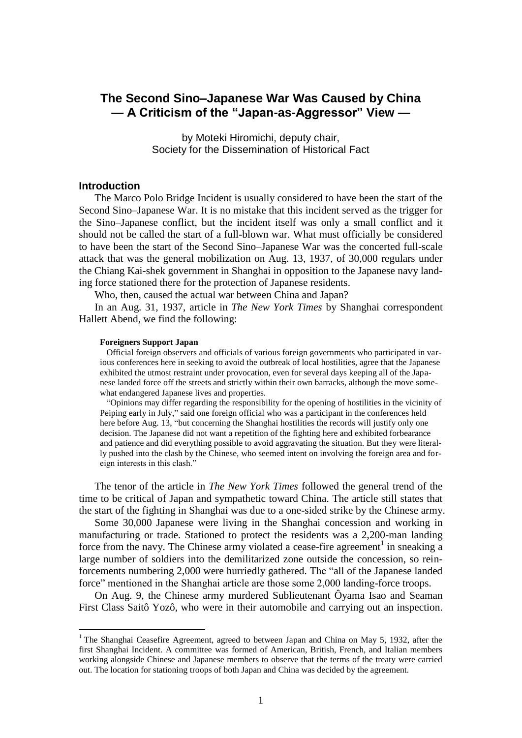# The Second Sino–Japanese War Was Caused by China — A Criticism of the "Japan-as-Aggressor" View —

by Moteki Hiromichi, deputy chair,
Society for the Dissemination of Historical Fact

## Introduction

The Marco Polo Bridge Incident is usually considered to have been the start of the Second Sino–Japanese War. It is no mistake that this incident served as the trigger for the Sino–Japanese conflict, but the incident itself was only a small conflict and it should not be called the start of a full-blown war. What must officially be considered to have been the start of the Second Sino–Japanese War was the concerted full-scale attack that was the general mobilization on Aug. 13, 1937, of 30,000 regulars under the Chiang Kai-shek government in Shanghai in opposition to the Japanese navy landing force stationed there for the protection of Japanese residents.

Who, then, caused the actual war between China and Japan?

In an Aug. 31, 1937, article in *The New York Times* by Shanghai correspondent Hallett Abend, we find the following:

> **Foreigners Support Japan**
>
> Official foreign observers and officials of various foreign governments who participated in various conferences here in seeking to avoid the outbreak of local hostilities, agree that the Japanese exhibited the utmost restraint under provocation, even for several days keeping all of the Japanese landed force off the streets and strictly within their own barracks, although the move somewhat endangered Japanese lives and properties.
>
> "Opinions may differ regarding the responsibility for the opening of hostilities in the vicinity of Peiping early in July," said one foreign official who was a participant in the conferences held here before Aug. 13, "but concerning the Shanghai hostilities the records will justify only one decision. The Japanese did not want a repetition of the fighting here and exhibited forbearance and patience and did everything possible to avoid aggravating the situation. But they were literally pushed into the clash by the Chinese, who seemed intent on involving the foreign area and foreign interests in this clash."

The tenor of the article in *The New York Times* followed the general trend of the time to be critical of Japan and sympathetic toward China. The article still states that the start of the fighting in Shanghai was due to a one-sided strike by the Chinese army.

Some 30,000 Japanese were living in the Shanghai concession and working in manufacturing or trade. Stationed to protect the residents was a 2,200-man landing force from the navy. The Chinese army violated a cease-fire agreement[1] in sneaking a large number of soldiers into the demilitarized zone outside the concession, so reinforcements numbering 2,000 were hurriedly gathered. The "all of the Japanese landed force" mentioned in the Shanghai article are those some 2,000 landing-force troops.

On Aug. 9, the Chinese army murdered Sublieutenant Ôyama Isao and Seaman First Class Saitô Yozô, who were in their automobile and carrying out an inspection.

---

[1] The Shanghai Ceasefire Agreement, agreed to between Japan and China on May 5, 1932, after the first Shanghai Incident. A committee was formed of American, British, French, and Italian members working alongside Chinese and Japanese members to observe that the terms of the treaty were carried out. The location for stationing troops of both Japan and China was decided by the agreement.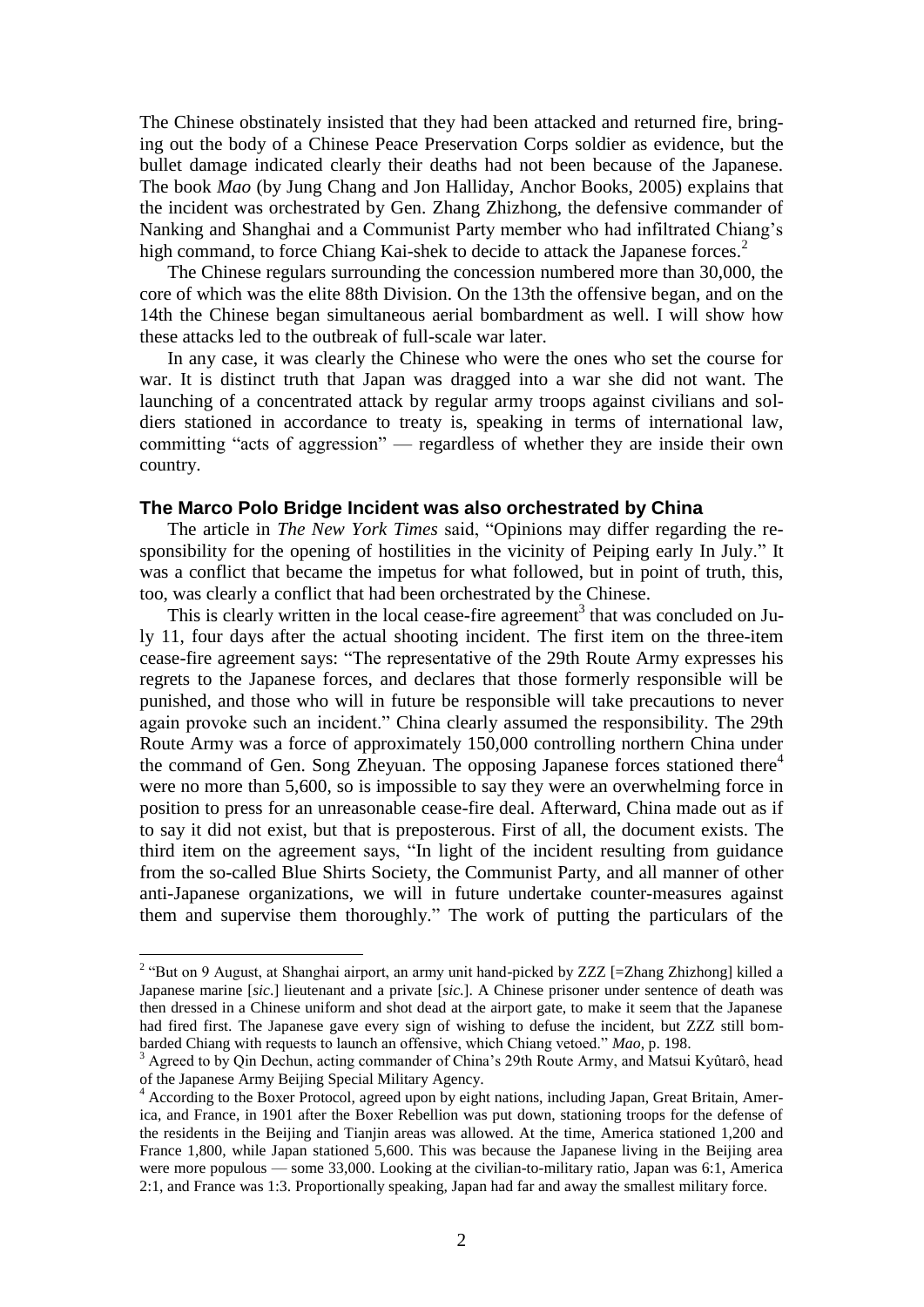The Chinese obstinately insisted that they had been attacked and returned fire, bringing out the body of a Chinese Peace Preservation Corps soldier as evidence, but the bullet damage indicated clearly their deaths had not been because of the Japanese. The book *Mao* (by Jung Chang and Jon Halliday, Anchor Books, 2005) explains that the incident was orchestrated by Gen. Zhang Zhizhong, the defensive commander of Nanking and Shanghai and a Communist Party member who had infiltrated Chiang's high command, to force Chiang Kai-shek to decide to attack the Japanese forces.[2]

The Chinese regulars surrounding the concession numbered more than 30,000, the core of which was the elite 88th Division. On the 13th the offensive began, and on the 14th the Chinese began simultaneous aerial bombardment as well. I will show how these attacks led to the outbreak of full-scale war later.

In any case, it was clearly the Chinese who were the ones who set the course for war. It is distinct truth that Japan was dragged into a war she did not want. The launching of a concentrated attack by regular army troops against civilians and soldiers stationed in accordance to treaty is, speaking in terms of international law, committing "acts of aggression" — regardless of whether they are inside their own country.

### The Marco Polo Bridge Incident was also orchestrated by China

The article in *The New York Times* said, "Opinions may differ regarding the responsibility for the opening of hostilities in the vicinity of Peiping early In July." It was a conflict that became the impetus for what followed, but in point of truth, this, too, was clearly a conflict that had been orchestrated by the Chinese.

This is clearly written in the local cease-fire agreement[3] that was concluded on July 11, four days after the actual shooting incident. The first item on the three-item cease-fire agreement says: "The representative of the 29th Route Army expresses his regrets to the Japanese forces, and declares that those formerly responsible will be punished, and those who will in future be responsible will take precautions to never again provoke such an incident." China clearly assumed the responsibility. The 29th Route Army was a force of approximately 150,000 controlling northern China under the command of Gen. Song Zheyuan. The opposing Japanese forces stationed there[4] were no more than 5,600, so is impossible to say they were an overwhelming force in position to press for an unreasonable cease-fire deal. Afterward, China made out as if to say it did not exist, but that is preposterous. First of all, the document exists. The third item on the agreement says, "In light of the incident resulting from guidance from the so-called Blue Shirts Society, the Communist Party, and all manner of other anti-Japanese organizations, we will in future undertake counter-measures against them and supervise them thoroughly." The work of putting the particulars of the

---

[2] "But on 9 August, at Shanghai airport, an army unit hand-picked by ZZZ [=Zhang Zhizhong] killed a Japanese marine [*sic*.] lieutenant and a private [*sic*.]. A Chinese prisoner under sentence of death was then dressed in a Chinese uniform and shot dead at the airport gate, to make it seem that the Japanese had fired first. The Japanese gave every sign of wishing to defuse the incident, but ZZZ still bombarded Chiang with requests to launch an offensive, which Chiang vetoed." *Mao*, p. 198.

[3] Agreed to by Qin Dechun, acting commander of China's 29th Route Army, and Matsui Kyûtarô, head of the Japanese Army Beijing Special Military Agency.

[4] According to the Boxer Protocol, agreed upon by eight nations, including Japan, Great Britain, America, and France, in 1901 after the Boxer Rebellion was put down, stationing troops for the defense of the residents in the Beijing and Tianjin areas was allowed. At the time, America stationed 1,200 and France 1,800, while Japan stationed 5,600. This was because the Japanese living in the Beijing area were more populous — some 33,000. Looking at the civilian-to-military ratio, Japan was 6:1, America 2:1, and France was 1:3. Proportionally speaking, Japan had far and away the smallest military force.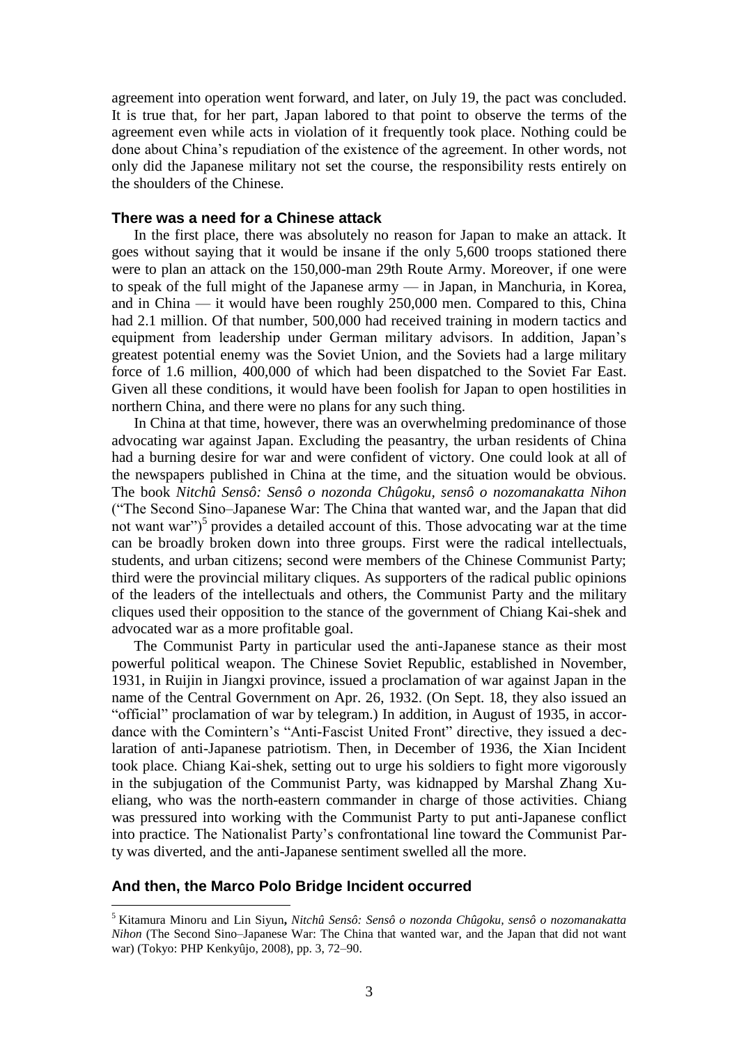agreement into operation went forward, and later, on July 19, the pact was concluded. It is true that, for her part, Japan labored to that point to observe the terms of the agreement even while acts in violation of it frequently took place. Nothing could be done about China's repudiation of the existence of the agreement. In other words, not only did the Japanese military not set the course, the responsibility rests entirely on the shoulders of the Chinese.

### There was a need for a Chinese attack

In the first place, there was absolutely no reason for Japan to make an attack. It goes without saying that it would be insane if the only 5,600 troops stationed there were to plan an attack on the 150,000-man 29th Route Army. Moreover, if one were to speak of the full might of the Japanese army — in Japan, in Manchuria, in Korea, and in China — it would have been roughly 250,000 men. Compared to this, China had 2.1 million. Of that number, 500,000 had received training in modern tactics and equipment from leadership under German military advisors. In addition, Japan's greatest potential enemy was the Soviet Union, and the Soviets had a large military force of 1.6 million, 400,000 of which had been dispatched to the Soviet Far East. Given all these conditions, it would have been foolish for Japan to open hostilities in northern China, and there were no plans for any such thing.

In China at that time, however, there was an overwhelming predominance of those advocating war against Japan. Excluding the peasantry, the urban residents of China had a burning desire for war and were confident of victory. One could look at all of the newspapers published in China at the time, and the situation would be obvious. The book *Nitchû Sensô: Sensô o nozonda Chûgoku, sensô o nozomanakatta Nihon* ("The Second Sino–Japanese War: The China that wanted war, and the Japan that did not want war")[5] provides a detailed account of this. Those advocating war at the time can be broadly broken down into three groups. First were the radical intellectuals, students, and urban citizens; second were members of the Chinese Communist Party; third were the provincial military cliques. As supporters of the radical public opinions of the leaders of the intellectuals and others, the Communist Party and the military cliques used their opposition to the stance of the government of Chiang Kai-shek and advocated war as a more profitable goal.

The Communist Party in particular used the anti-Japanese stance as their most powerful political weapon. The Chinese Soviet Republic, established in November, 1931, in Ruijin in Jiangxi province, issued a proclamation of war against Japan in the name of the Central Government on Apr. 26, 1932. (On Sept. 18, they also issued an "official" proclamation of war by telegram.) In addition, in August of 1935, in accordance with the Comintern's "Anti-Fascist United Front" directive, they issued a declaration of anti-Japanese patriotism. Then, in December of 1936, the Xian Incident took place. Chiang Kai-shek, setting out to urge his soldiers to fight more vigorously in the subjugation of the Communist Party, was kidnapped by Marshal Zhang Xueliang, who was the north-eastern commander in charge of those activities. Chiang was pressured into working with the Communist Party to put anti-Japanese conflict into practice. The Nationalist Party's confrontational line toward the Communist Party was diverted, and the anti-Japanese sentiment swelled all the more.

### And then, the Marco Polo Bridge Incident occurred

[5] Kitamura Minoru and Lin Siyun, *Nitchû Sensô: Sensô o nozonda Chûgoku, sensô o nozomanakatta Nihon* (The Second Sino–Japanese War: The China that wanted war, and the Japan that did not want war) (Tokyo: PHP Kenkyûjo, 2008), pp. 3, 72–90.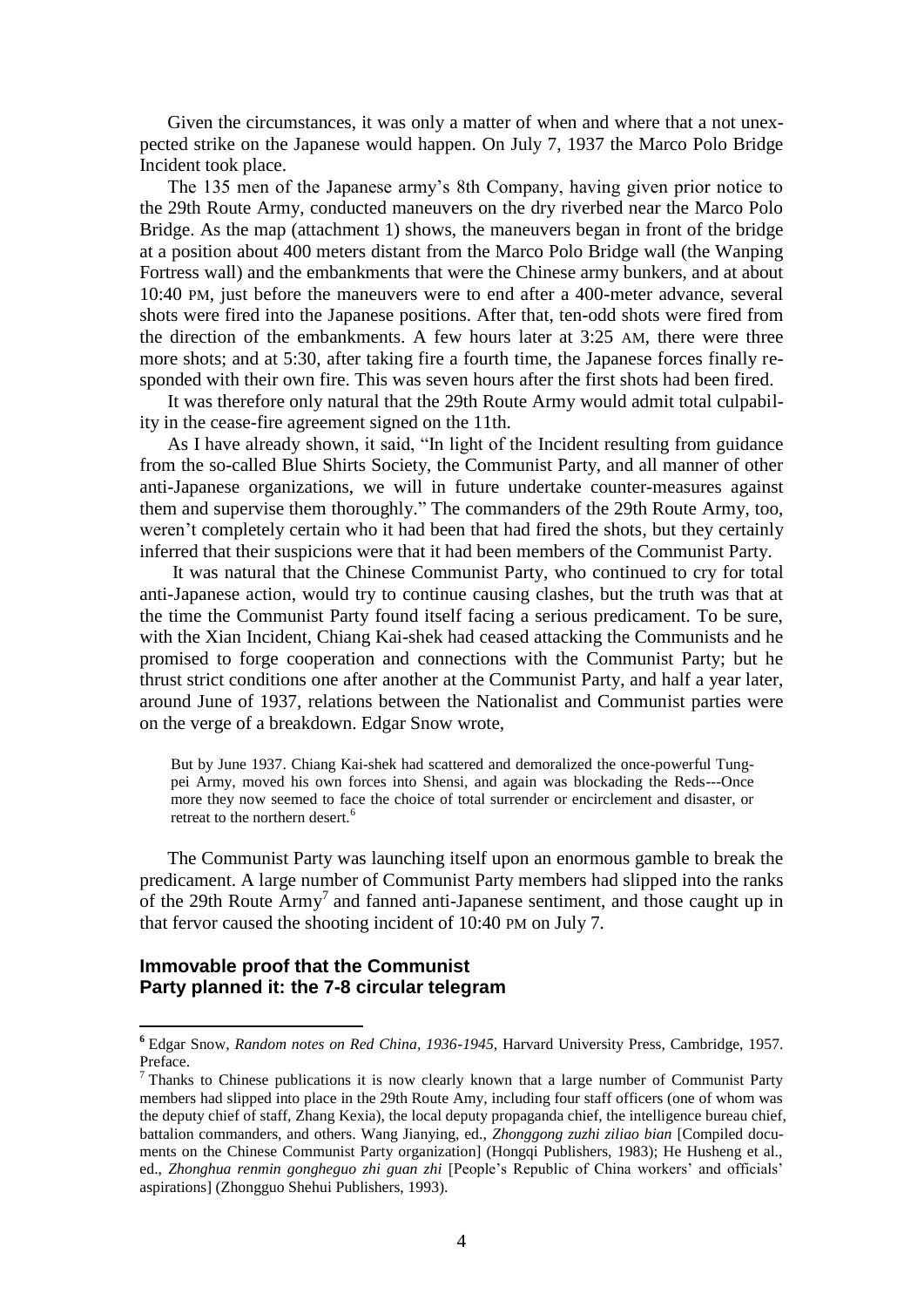Given the circumstances, it was only a matter of when and where that a not unexpected strike on the Japanese would happen. On July 7, 1937 the Marco Polo Bridge Incident took place.

The 135 men of the Japanese army's 8th Company, having given prior notice to the 29th Route Army, conducted maneuvers on the dry riverbed near the Marco Polo Bridge. As the map (attachment 1) shows, the maneuvers began in front of the bridge at a position about 400 meters distant from the Marco Polo Bridge wall (the Wanping Fortress wall) and the embankments that were the Chinese army bunkers, and at about 10:40 PM, just before the maneuvers were to end after a 400-meter advance, several shots were fired into the Japanese positions. After that, ten-odd shots were fired from the direction of the embankments. A few hours later at 3:25 AM, there were three more shots; and at 5:30, after taking fire a fourth time, the Japanese forces finally responded with their own fire. This was seven hours after the first shots had been fired.

It was therefore only natural that the 29th Route Army would admit total culpability in the cease-fire agreement signed on the 11th.

As I have already shown, it said, "In light of the Incident resulting from guidance from the so-called Blue Shirts Society, the Communist Party, and all manner of other anti-Japanese organizations, we will in future undertake counter-measures against them and supervise them thoroughly." The commanders of the 29th Route Army, too, weren't completely certain who it had been that had fired the shots, but they certainly inferred that their suspicions were that it had been members of the Communist Party.

It was natural that the Chinese Communist Party, who continued to cry for total anti-Japanese action, would try to continue causing clashes, but the truth was that at the time the Communist Party found itself facing a serious predicament. To be sure, with the Xian Incident, Chiang Kai-shek had ceased attacking the Communists and he promised to forge cooperation and connections with the Communist Party; but he thrust strict conditions one after another at the Communist Party, and half a year later, around June of 1937, relations between the Nationalist and Communist parties were on the verge of a breakdown. Edgar Snow wrote,

> But by June 1937. Chiang Kai-shek had scattered and demoralized the once-powerful Tung-pei Army, moved his own forces into Shensi, and again was blockading the Reds---Once more they now seemed to face the choice of total surrender or encirclement and disaster, or retreat to the northern desert.[6]

The Communist Party was launching itself upon an enormous gamble to break the predicament. A large number of Communist Party members had slipped into the ranks of the 29th Route Army[7] and fanned anti-Japanese sentiment, and those caught up in that fervor caused the shooting incident of 10:40 PM on July 7.

### Immovable proof that the Communist Party planned it: the 7-8 circular telegram

---

[6] Edgar Snow, *Random notes on Red China, 1936-1945,* Harvard University Press, Cambridge, 1957. Preface.

[7] Thanks to Chinese publications it is now clearly known that a large number of Communist Party members had slipped into place in the 29th Route Amy, including four staff officers (one of whom was the deputy chief of staff, Zhang Kexia), the local deputy propaganda chief, the intelligence bureau chief, battalion commanders, and others. Wang Jianying, ed., *Zhonggong zuzhi ziliao bian* [Compiled documents on the Chinese Communist Party organization] (Hongqi Publishers, 1983); He Husheng et al., ed., *Zhonghua renmin gongheguo zhi guan zhi* [People's Republic of China workers' and officials' aspirations] (Zhongguo Shehui Publishers, 1993).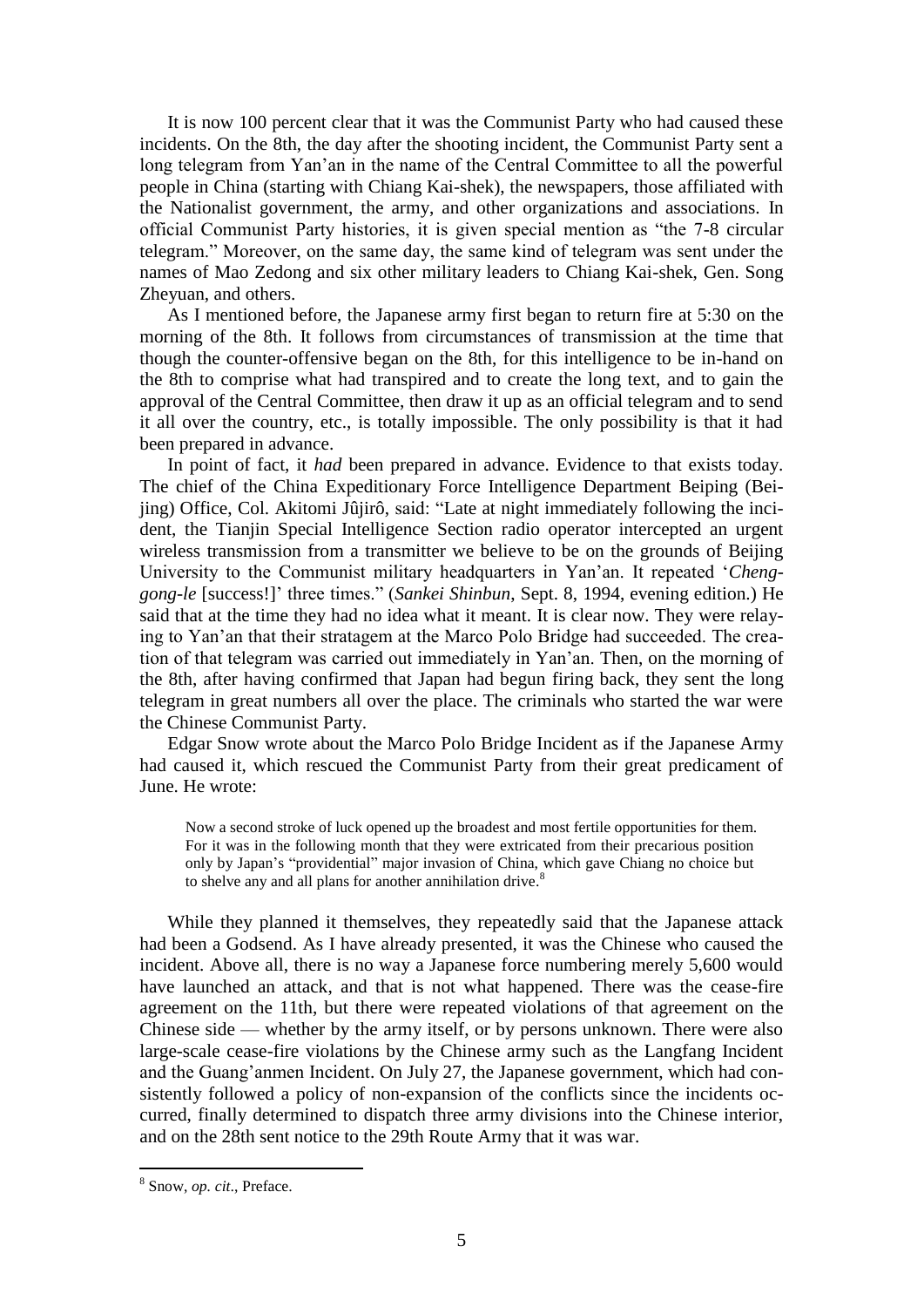It is now 100 percent clear that it was the Communist Party who had caused these incidents. On the 8th, the day after the shooting incident, the Communist Party sent a long telegram from Yan'an in the name of the Central Committee to all the powerful people in China (starting with Chiang Kai-shek), the newspapers, those affiliated with the Nationalist government, the army, and other organizations and associations. In official Communist Party histories, it is given special mention as "the 7-8 circular telegram." Moreover, on the same day, the same kind of telegram was sent under the names of Mao Zedong and six other military leaders to Chiang Kai-shek, Gen. Song Zheyuan, and others.

As I mentioned before, the Japanese army first began to return fire at 5:30 on the morning of the 8th. It follows from circumstances of transmission at the time that though the counter-offensive began on the 8th, for this intelligence to be in-hand on the 8th to comprise what had transpired and to create the long text, and to gain the approval of the Central Committee, then draw it up as an official telegram and to send it all over the country, etc., is totally impossible. The only possibility is that it had been prepared in advance.

In point of fact, it *had* been prepared in advance. Evidence to that exists today. The chief of the China Expeditionary Force Intelligence Department Beiping (Beijing) Office, Col. Akitomi Jûjirô, said: "Late at night immediately following the incident, the Tianjin Special Intelligence Section radio operator intercepted an urgent wireless transmission from a transmitter we believe to be on the grounds of Beijing University to the Communist military headquarters in Yan'an. It repeated '*Cheng-gong-le* [success!]' three times." (*Sankei Shinbun*, Sept. 8, 1994, evening edition.) He said that at the time they had no idea what it meant. It is clear now. They were relaying to Yan'an that their stratagem at the Marco Polo Bridge had succeeded. The creation of that telegram was carried out immediately in Yan'an. Then, on the morning of the 8th, after having confirmed that Japan had begun firing back, they sent the long telegram in great numbers all over the place. The criminals who started the war were the Chinese Communist Party.

Edgar Snow wrote about the Marco Polo Bridge Incident as if the Japanese Army had caused it, which rescued the Communist Party from their great predicament of June. He wrote:

> Now a second stroke of luck opened up the broadest and most fertile opportunities for them. For it was in the following month that they were extricated from their precarious position only by Japan's "providential" major invasion of China, which gave Chiang no choice but to shelve any and all plans for another annihilation drive.[8]

While they planned it themselves, they repeatedly said that the Japanese attack had been a Godsend. As I have already presented, it was the Chinese who caused the incident. Above all, there is no way a Japanese force numbering merely 5,600 would have launched an attack, and that is not what happened. There was the cease-fire agreement on the 11th, but there were repeated violations of that agreement on the Chinese side — whether by the army itself, or by persons unknown. There were also large-scale cease-fire violations by the Chinese army such as the Langfang Incident and the Guang'anmen Incident. On July 27, the Japanese government, which had consistently followed a policy of non-expansion of the conflicts since the incidents occurred, finally determined to dispatch three army divisions into the Chinese interior, and on the 28th sent notice to the 29th Route Army that it was war.

---

[8] Snow, *op. cit*., Preface.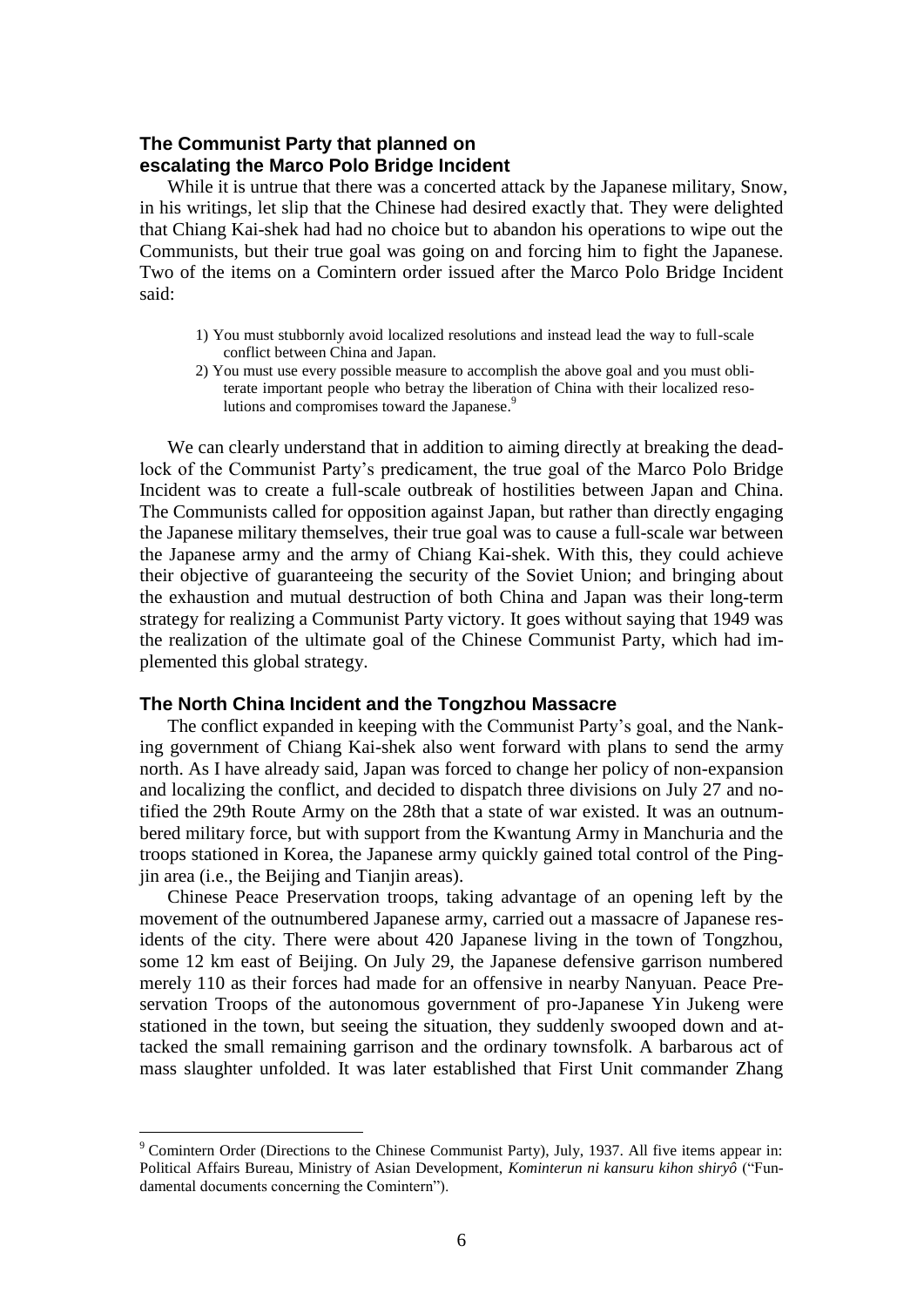### The Communist Party that planned on escalating the Marco Polo Bridge Incident

While it is untrue that there was a concerted attack by the Japanese military, Snow, in his writings, let slip that the Chinese had desired exactly that. They were delighted that Chiang Kai-shek had had no choice but to abandon his operations to wipe out the Communists, but their true goal was going on and forcing him to fight the Japanese. Two of the items on a Comintern order issued after the Marco Polo Bridge Incident said:

> 1) You must stubbornly avoid localized resolutions and instead lead the way to full-scale conflict between China and Japan.
>
> 2) You must use every possible measure to accomplish the above goal and you must obliterate important people who betray the liberation of China with their localized resolutions and compromises toward the Japanese.[9]

We can clearly understand that in addition to aiming directly at breaking the deadlock of the Communist Party's predicament, the true goal of the Marco Polo Bridge Incident was to create a full-scale outbreak of hostilities between Japan and China. The Communists called for opposition against Japan, but rather than directly engaging the Japanese military themselves, their true goal was to cause a full-scale war between the Japanese army and the army of Chiang Kai-shek. With this, they could achieve their objective of guaranteeing the security of the Soviet Union; and bringing about the exhaustion and mutual destruction of both China and Japan was their long-term strategy for realizing a Communist Party victory. It goes without saying that 1949 was the realization of the ultimate goal of the Chinese Communist Party, which had implemented this global strategy.

### The North China Incident and the Tongzhou Massacre

The conflict expanded in keeping with the Communist Party's goal, and the Nanking government of Chiang Kai-shek also went forward with plans to send the army north. As I have already said, Japan was forced to change her policy of non-expansion and localizing the conflict, and decided to dispatch three divisions on July 27 and notified the 29th Route Army on the 28th that a state of war existed. It was an outnumbered military force, but with support from the Kwantung Army in Manchuria and the troops stationed in Korea, the Japanese army quickly gained total control of the Pingjin area (i.e., the Beijing and Tianjin areas).

Chinese Peace Preservation troops, taking advantage of an opening left by the movement of the outnumbered Japanese army, carried out a massacre of Japanese residents of the city. There were about 420 Japanese living in the town of Tongzhou, some 12 km east of Beijing. On July 29, the Japanese defensive garrison numbered merely 110 as their forces had made for an offensive in nearby Nanyuan. Peace Preservation Troops of the autonomous government of pro-Japanese Yin Jukeng were stationed in the town, but seeing the situation, they suddenly swooped down and attacked the small remaining garrison and the ordinary townsfolk. A barbarous act of mass slaughter unfolded. It was later established that First Unit commander Zhang

---

[9] Comintern Order (Directions to the Chinese Communist Party), July, 1937. All five items appear in: Political Affairs Bureau, Ministry of Asian Development, *Kominterun ni kansuru kihon shiryô* ("Fundamental documents concerning the Comintern").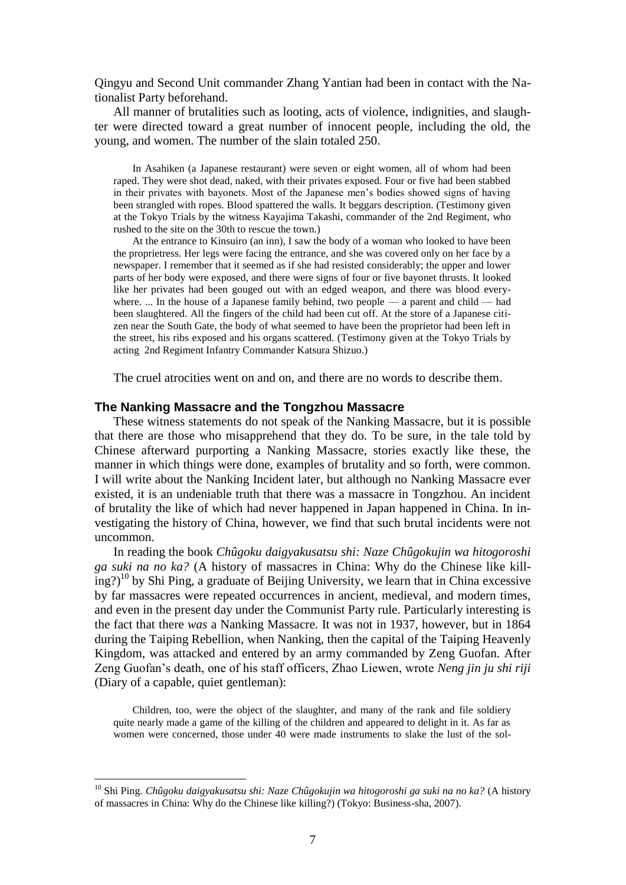Qingyu and Second Unit commander Zhang Yantian had been in contact with the Nationalist Party beforehand.

All manner of brutalities such as looting, acts of violence, indignities, and slaughter were directed toward a great number of innocent people, including the old, the young, and women. The number of the slain totaled 250.

> In Asahiken (a Japanese restaurant) were seven or eight women, all of whom had been raped. They were shot dead, naked, with their privates exposed. Four or five had been stabbed in their privates with bayonets. Most of the Japanese men's bodies showed signs of having been strangled with ropes. Blood spattered the walls. It beggars description. (Testimony given at the Tokyo Trials by the witness Kayajima Takashi, commander of the 2nd Regiment, who rushed to the site on the 30th to rescue the town.)
>
> At the entrance to Kinsuiro (an inn), I saw the body of a woman who looked to have been the proprietress. Her legs were facing the entrance, and she was covered only on her face by a newspaper. I remember that it seemed as if she had resisted considerably; the upper and lower parts of her body were exposed, and there were signs of four or five bayonet thrusts. It looked like her privates had been gouged out with an edged weapon, and there was blood everywhere. ... In the house of a Japanese family behind, two people — a parent and child — had been slaughtered. All the fingers of the child had been cut off. At the store of a Japanese citizen near the South Gate, the body of what seemed to have been the proprietor had been left in the street, his ribs exposed and his organs scattered. (Testimony given at the Tokyo Trials by acting 2nd Regiment Infantry Commander Katsura Shizuo.)

The cruel atrocities went on and on, and there are no words to describe them.

### The Nanking Massacre and the Tongzhou Massacre

These witness statements do not speak of the Nanking Massacre, but it is possible that there are those who misapprehend that they do. To be sure, in the tale told by Chinese afterward purporting a Nanking Massacre, stories exactly like these, the manner in which things were done, examples of brutality and so forth, were common. I will write about the Nanking Incident later, but although no Nanking Massacre ever existed, it is an undeniable truth that there was a massacre in Tongzhou. An incident of brutality the like of which had never happened in Japan happened in China. In investigating the history of China, however, we find that such brutal incidents were not uncommon.

In reading the book *Chûgoku daigyakusatsu shi: Naze Chûgokujin wa hitogoroshi ga suki na no ka?* (A history of massacres in China: Why do the Chinese like killing?)[10] by Shi Ping, a graduate of Beijing University, we learn that in China excessive by far massacres were repeated occurrences in ancient, medieval, and modern times, and even in the present day under the Communist Party rule. Particularly interesting is the fact that there *was* a Nanking Massacre. It was not in 1937, however, but in 1864 during the Taiping Rebellion, when Nanking, then the capital of the Taiping Heavenly Kingdom, was attacked and entered by an army commanded by Zeng Guofan. After Zeng Guofan's death, one of his staff officers, Zhao Liewen, wrote *Neng jin ju shi riji* (Diary of a capable, quiet gentleman):

> Children, too, were the object of the slaughter, and many of the rank and file soldiery quite nearly made a game of the killing of the children and appeared to delight in it. As far as women were concerned, those under 40 were made instruments to slake the lust of the sol-

---

[10] Shi Ping. *Chûgoku daigyakusatsu shi: Naze Chûgokujin wa hitogoroshi ga suki na no ka?* (A history of massacres in China: Why do the Chinese like killing?) (Tokyo: Business-sha, 2007).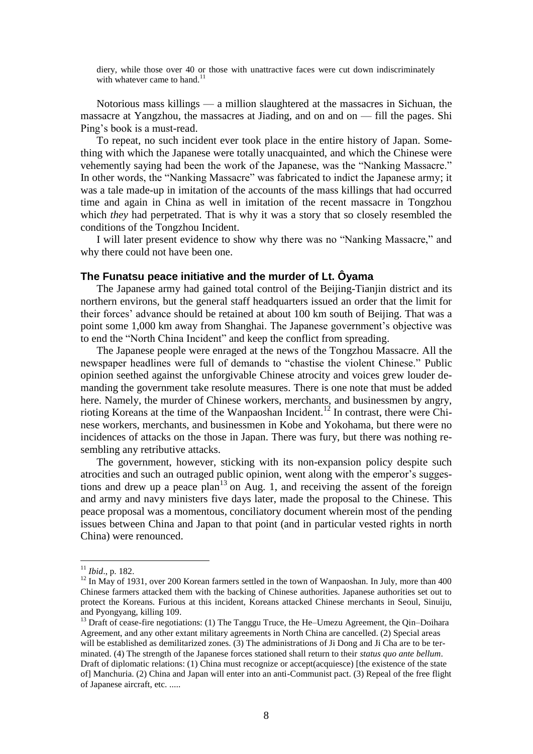diery, while those over 40 or those with unattractive faces were cut down indiscriminately with whatever came to hand.[11]

Notorious mass killings — a million slaughtered at the massacres in Sichuan, the massacre at Yangzhou, the massacres at Jiading, and on and on — fill the pages. Shi Ping's book is a must-read.

To repeat, no such incident ever took place in the entire history of Japan. Something with which the Japanese were totally unacquainted, and which the Chinese were vehemently saying had been the work of the Japanese, was the "Nanking Massacre." In other words, the "Nanking Massacre" was fabricated to indict the Japanese army; it was a tale made-up in imitation of the accounts of the mass killings that had occurred time and again in China as well in imitation of the recent massacre in Tongzhou which *they* had perpetrated. That is why it was a story that so closely resembled the conditions of the Tongzhou Incident.

I will later present evidence to show why there was no "Nanking Massacre," and why there could not have been one.

### The Funatsu peace initiative and the murder of Lt. Ôyama

The Japanese army had gained total control of the Beijing-Tianjin district and its northern environs, but the general staff headquarters issued an order that the limit for their forces' advance should be retained at about 100 km south of Beijing. That was a point some 1,000 km away from Shanghai. The Japanese government's objective was to end the "North China Incident" and keep the conflict from spreading.

The Japanese people were enraged at the news of the Tongzhou Massacre. All the newspaper headlines were full of demands to "chastise the violent Chinese." Public opinion seethed against the unforgivable Chinese atrocity and voices grew louder demanding the government take resolute measures. There is one note that must be added here. Namely, the murder of Chinese workers, merchants, and businessmen by angry, rioting Koreans at the time of the Wanpaoshan Incident.[12] In contrast, there were Chinese workers, merchants, and businessmen in Kobe and Yokohama, but there were no incidences of attacks on the those in Japan. There was fury, but there was nothing resembling any retributive attacks.

The government, however, sticking with its non-expansion policy despite such atrocities and such an outraged public opinion, went along with the emperor's suggestions and drew up a peace plan[13] on Aug. 1, and receiving the assent of the foreign and army and navy ministers five days later, made the proposal to the Chinese. This peace proposal was a momentous, conciliatory document wherein most of the pending issues between China and Japan to that point (and in particular vested rights in north China) were renounced.

---

[11] *Ibid*., p. 182.

[12] In May of 1931, over 200 Korean farmers settled in the town of Wanpaoshan. In July, more than 400 Chinese farmers attacked them with the backing of Chinese authorities. Japanese authorities set out to protect the Koreans. Furious at this incident, Koreans attacked Chinese merchants in Seoul, Sinuiju, and Pyongyang, killing 109.

[13] Draft of cease-fire negotiations: (1) The Tanggu Truce, the He–Umezu Agreement, the Qin–Doihara Agreement, and any other extant military agreements in North China are cancelled. (2) Special areas will be established as demilitarized zones. (3) The administrations of Ji Dong and Ji Cha are to be terminated. (4) The strength of the Japanese forces stationed shall return to their *status quo ante bellum*. Draft of diplomatic relations: (1) China must recognize or accept(acquiesce) [the existence of the state of] Manchuria. (2) China and Japan will enter into an anti-Communist pact. (3) Repeal of the free flight of Japanese aircraft, etc. .....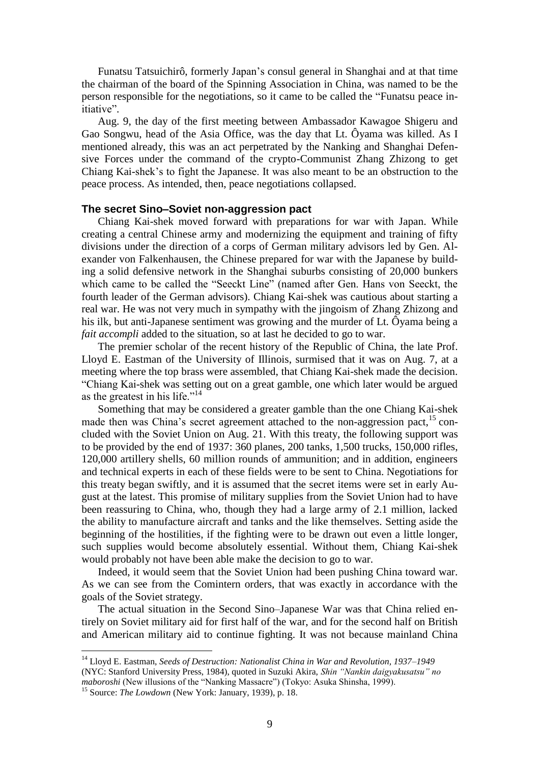Funatsu Tatsuichirô, formerly Japan's consul general in Shanghai and at that time the chairman of the board of the Spinning Association in China, was named to be the person responsible for the negotiations, so it came to be called the "Funatsu peace initiative".

Aug. 9, the day of the first meeting between Ambassador Kawagoe Shigeru and Gao Songwu, head of the Asia Office, was the day that Lt. Ôyama was killed. As I mentioned already, this was an act perpetrated by the Nanking and Shanghai Defensive Forces under the command of the crypto-Communist Zhang Zhizong to get Chiang Kai-shek's to fight the Japanese. It was also meant to be an obstruction to the peace process. As intended, then, peace negotiations collapsed.

### The secret Sino–Soviet non-aggression pact

Chiang Kai-shek moved forward with preparations for war with Japan. While creating a central Chinese army and modernizing the equipment and training of fifty divisions under the direction of a corps of German military advisors led by Gen. Alexander von Falkenhausen, the Chinese prepared for war with the Japanese by building a solid defensive network in the Shanghai suburbs consisting of 20,000 bunkers which came to be called the "Seeckt Line" (named after Gen. Hans von Seeckt, the fourth leader of the German advisors). Chiang Kai-shek was cautious about starting a real war. He was not very much in sympathy with the jingoism of Zhang Zhizong and his ilk, but anti-Japanese sentiment was growing and the murder of Lt. Ôyama being a *fait accompli* added to the situation, so at last he decided to go to war.

The premier scholar of the recent history of the Republic of China, the late Prof. Lloyd E. Eastman of the University of Illinois, surmised that it was on Aug. 7, at a meeting where the top brass were assembled, that Chiang Kai-shek made the decision. "Chiang Kai-shek was setting out on a great gamble, one which later would be argued as the greatest in his life."[14]

Something that may be considered a greater gamble than the one Chiang Kai-shek made then was China's secret agreement attached to the non-aggression pact,[15] concluded with the Soviet Union on Aug. 21. With this treaty, the following support was to be provided by the end of 1937: 360 planes, 200 tanks, 1,500 trucks, 150,000 rifles, 120,000 artillery shells, 60 million rounds of ammunition; and in addition, engineers and technical experts in each of these fields were to be sent to China. Negotiations for this treaty began swiftly, and it is assumed that the secret items were set in early August at the latest. This promise of military supplies from the Soviet Union had to have been reassuring to China, who, though they had a large army of 2.1 million, lacked the ability to manufacture aircraft and tanks and the like themselves. Setting aside the beginning of the hostilities, if the fighting were to be drawn out even a little longer, such supplies would become absolutely essential. Without them, Chiang Kai-shek would probably not have been able make the decision to go to war.

Indeed, it would seem that the Soviet Union had been pushing China toward war. As we can see from the Comintern orders, that was exactly in accordance with the goals of the Soviet strategy.

The actual situation in the Second Sino–Japanese War was that China relied entirely on Soviet military aid for first half of the war, and for the second half on British and American military aid to continue fighting. It was not because mainland China

---

[14] Lloyd E. Eastman, *Seeds of Destruction: Nationalist China in War and Revolution, 1937–1949* (NYC: Stanford University Press, 1984), quoted in Suzuki Akira, *Shin "Nankin daigyakusatsu" no maboroshi* (New illusions of the "Nanking Massacre") (Tokyo: Asuka Shinsha, 1999).

[15] Source: *The Lowdown* (New York: January, 1939), p. 18.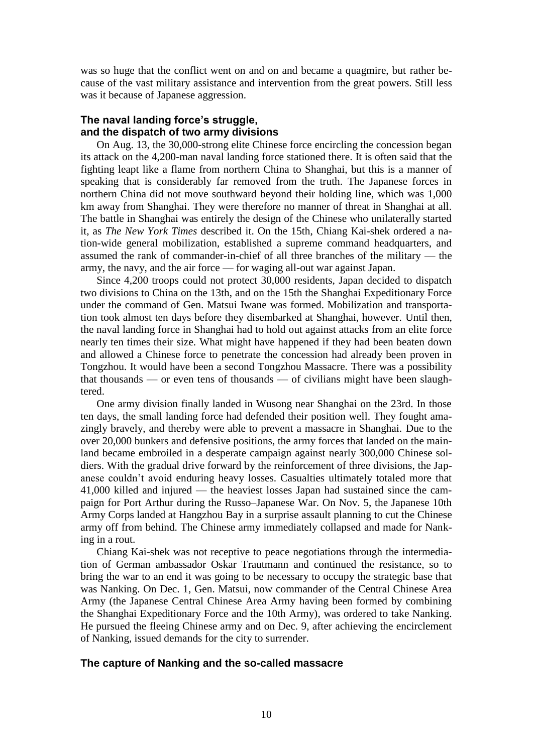was so huge that the conflict went on and on and became a quagmire, but rather because of the vast military assistance and intervention from the great powers. Still less was it because of Japanese aggression.

### The naval landing force's struggle, and the dispatch of two army divisions

On Aug. 13, the 30,000-strong elite Chinese force encircling the concession began its attack on the 4,200-man naval landing force stationed there. It is often said that the fighting leapt like a flame from northern China to Shanghai, but this is a manner of speaking that is considerably far removed from the truth. The Japanese forces in northern China did not move southward beyond their holding line, which was 1,000 km away from Shanghai. They were therefore no manner of threat in Shanghai at all. The battle in Shanghai was entirely the design of the Chinese who unilaterally started it, as *The New York Times* described it. On the 15th, Chiang Kai-shek ordered a nation-wide general mobilization, established a supreme command headquarters, and assumed the rank of commander-in-chief of all three branches of the military — the army, the navy, and the air force — for waging all-out war against Japan.

Since 4,200 troops could not protect 30,000 residents, Japan decided to dispatch two divisions to China on the 13th, and on the 15th the Shanghai Expeditionary Force under the command of Gen. Matsui Iwane was formed. Mobilization and transportation took almost ten days before they disembarked at Shanghai, however. Until then, the naval landing force in Shanghai had to hold out against attacks from an elite force nearly ten times their size. What might have happened if they had been beaten down and allowed a Chinese force to penetrate the concession had already been proven in Tongzhou. It would have been a second Tongzhou Massacre. There was a possibility that thousands — or even tens of thousands — of civilians might have been slaughtered.

One army division finally landed in Wusong near Shanghai on the 23rd. In those ten days, the small landing force had defended their position well. They fought amazingly bravely, and thereby were able to prevent a massacre in Shanghai. Due to the over 20,000 bunkers and defensive positions, the army forces that landed on the mainland became embroiled in a desperate campaign against nearly 300,000 Chinese soldiers. With the gradual drive forward by the reinforcement of three divisions, the Japanese couldn't avoid enduring heavy losses. Casualties ultimately totaled more that 41,000 killed and injured — the heaviest losses Japan had sustained since the campaign for Port Arthur during the Russo–Japanese War. On Nov. 5, the Japanese 10th Army Corps landed at Hangzhou Bay in a surprise assault planning to cut the Chinese army off from behind. The Chinese army immediately collapsed and made for Nanking in a rout.

Chiang Kai-shek was not receptive to peace negotiations through the intermediation of German ambassador Oskar Trautmann and continued the resistance, so to bring the war to an end it was going to be necessary to occupy the strategic base that was Nanking. On Dec. 1, Gen. Matsui, now commander of the Central Chinese Area Army (the Japanese Central Chinese Area Army having been formed by combining the Shanghai Expeditionary Force and the 10th Army), was ordered to take Nanking. He pursued the fleeing Chinese army and on Dec. 9, after achieving the encirclement of Nanking, issued demands for the city to surrender.

### The capture of Nanking and the so-called massacre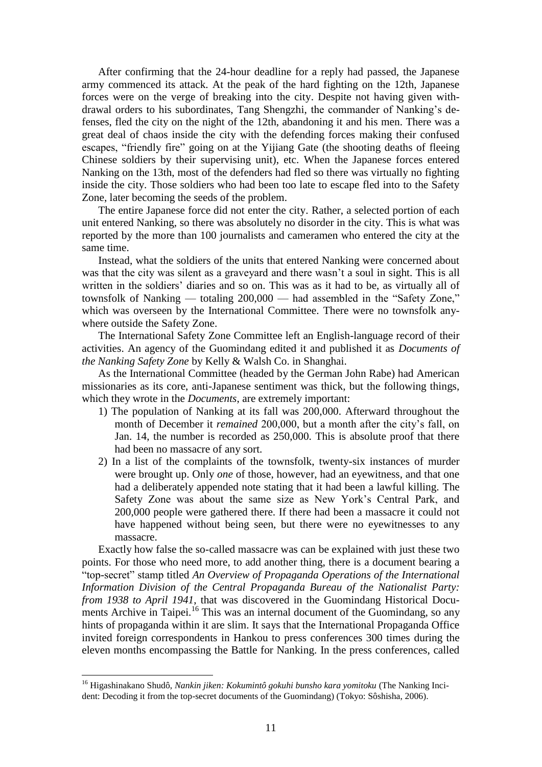After confirming that the 24-hour deadline for a reply had passed, the Japanese army commenced its attack. At the peak of the hard fighting on the 12th, Japanese forces were on the verge of breaking into the city. Despite not having given withdrawal orders to his subordinates, Tang Shengzhi, the commander of Nanking's defenses, fled the city on the night of the 12th, abandoning it and his men. There was a great deal of chaos inside the city with the defending forces making their confused escapes, "friendly fire" going on at the Yijiang Gate (the shooting deaths of fleeing Chinese soldiers by their supervising unit), etc. When the Japanese forces entered Nanking on the 13th, most of the defenders had fled so there was virtually no fighting inside the city. Those soldiers who had been too late to escape fled into to the Safety Zone, later becoming the seeds of the problem.

The entire Japanese force did not enter the city. Rather, a selected portion of each unit entered Nanking, so there was absolutely no disorder in the city. This is what was reported by the more than 100 journalists and cameramen who entered the city at the same time.

Instead, what the soldiers of the units that entered Nanking were concerned about was that the city was silent as a graveyard and there wasn't a soul in sight. This is all written in the soldiers' diaries and so on. This was as it had to be, as virtually all of townsfolk of Nanking — totaling 200,000 — had assembled in the "Safety Zone," which was overseen by the International Committee. There were no townsfolk anywhere outside the Safety Zone.

The International Safety Zone Committee left an English-language record of their activities. An agency of the Guomindang edited it and published it as *Documents of the Nanking Safety Zone* by Kelly & Walsh Co. in Shanghai.

As the International Committee (headed by the German John Rabe) had American missionaries as its core, anti-Japanese sentiment was thick, but the following things, which they wrote in the *Documents*, are extremely important:

1) The population of Nanking at its fall was 200,000. Afterward throughout the month of December it *remained* 200,000, but a month after the city's fall, on Jan. 14, the number is recorded as 250,000. This is absolute proof that there had been no massacre of any sort.
2) In a list of the complaints of the townsfolk, twenty-six instances of murder were brought up. Only *one* of those, however, had an eyewitness, and that one had a deliberately appended note stating that it had been a lawful killing. The Safety Zone was about the same size as New York's Central Park, and 200,000 people were gathered there. If there had been a massacre it could not have happened without being seen, but there were no eyewitnesses to any massacre.

Exactly how false the so-called massacre was can be explained with just these two points. For those who need more, to add another thing, there is a document bearing a "top-secret" stamp titled *An Overview of Propaganda Operations of the International Information Division of the Central Propaganda Bureau of the Nationalist Party: from 1938 to April 1941*, that was discovered in the Guomindang Historical Documents Archive in Taipei.[16] This was an internal document of the Guomindang, so any hints of propaganda within it are slim. It says that the International Propaganda Office invited foreign correspondents in Hankou to press conferences 300 times during the eleven months encompassing the Battle for Nanking. In the press conferences, called

---

[16] Higashinakano Shudô, *Nankin jiken: Kokumintô gokuhi bunsho kara yomitoku* (The Nanking Incident: Decoding it from the top-secret documents of the Guomindang) (Tokyo: Sôshisha, 2006).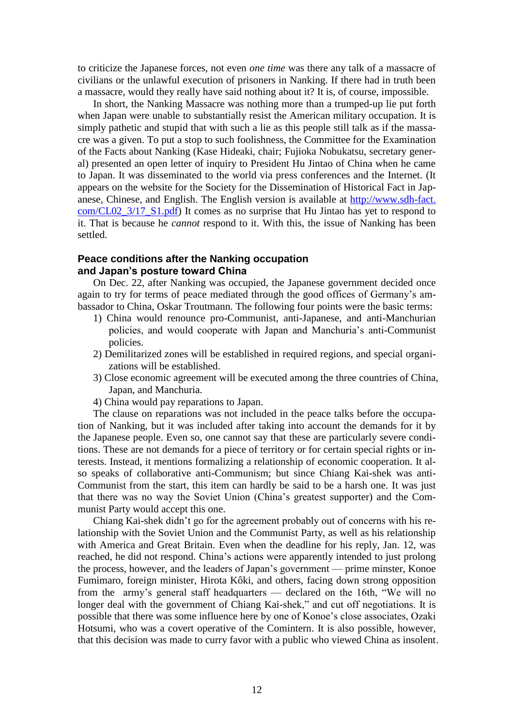to criticize the Japanese forces, not even *one time* was there any talk of a massacre of civilians or the unlawful execution of prisoners in Nanking. If there had in truth been a massacre, would they really have said nothing about it? It is, of course, impossible.

In short, the Nanking Massacre was nothing more than a trumped-up lie put forth when Japan were unable to substantially resist the American military occupation. It is simply pathetic and stupid that with such a lie as this people still talk as if the massacre was a given. To put a stop to such foolishness, the Committee for the Examination of the Facts about Nanking (Kase Hideaki, chair; Fujioka Nobukatsu, secretary general) presented an open letter of inquiry to President Hu Jintao of China when he came to Japan. It was disseminated to the world via press conferences and the Internet. (It appears on the website for the Society for the Dissemination of Historical Fact in Japanese, Chinese, and English. The English version is available at [http://www.sdh-fact.com/CL02_3/17_S1.pdf](http://www.sdh-fact.com/CL02_3/17_S1.pdf)) It comes as no surprise that Hu Jintao has yet to respond to it. That is because he *cannot* respond to it. With this, the issue of Nanking has been settled.

### Peace conditions after the Nanking occupation and Japan's posture toward China

On Dec. 22, after Nanking was occupied, the Japanese government decided once again to try for terms of peace mediated through the good offices of Germany's ambassador to China, Oskar Troutmann. The following four points were the basic terms:

1) China would renounce pro-Communist, anti-Japanese, and anti-Manchurian policies, and would cooperate with Japan and Manchuria's anti-Communist policies.
2) Demilitarized zones will be established in required regions, and special organizations will be established.
3) Close economic agreement will be executed among the three countries of China, Japan, and Manchuria.
4) China would pay reparations to Japan.

The clause on reparations was not included in the peace talks before the occupation of Nanking, but it was included after taking into account the demands for it by the Japanese people. Even so, one cannot say that these are particularly severe conditions. These are not demands for a piece of territory or for certain special rights or interests. Instead, it mentions formalizing a relationship of economic cooperation. It also speaks of collaborative anti-Communism; but since Chiang Kai-shek was anti-Communist from the start, this item can hardly be said to be a harsh one. It was just that there was no way the Soviet Union (China's greatest supporter) and the Communist Party would accept this one.

Chiang Kai-shek didn't go for the agreement probably out of concerns with his relationship with the Soviet Union and the Communist Party, as well as his relationship with America and Great Britain. Even when the deadline for his reply, Jan. 12, was reached, he did not respond. China's actions were apparently intended to just prolong the process, however, and the leaders of Japan's government — prime minster, Konoe Fumimaro, foreign minister, Hirota Kôki, and others, facing down strong opposition from the army's general staff headquarters — declared on the 16th, "We will no longer deal with the government of Chiang Kai-shek," and cut off negotiations. It is possible that there was some influence here by one of Konoe's close associates, Ozaki Hotsumi, who was a covert operative of the Comintern. It is also possible, however, that this decision was made to curry favor with a public who viewed China as insolent.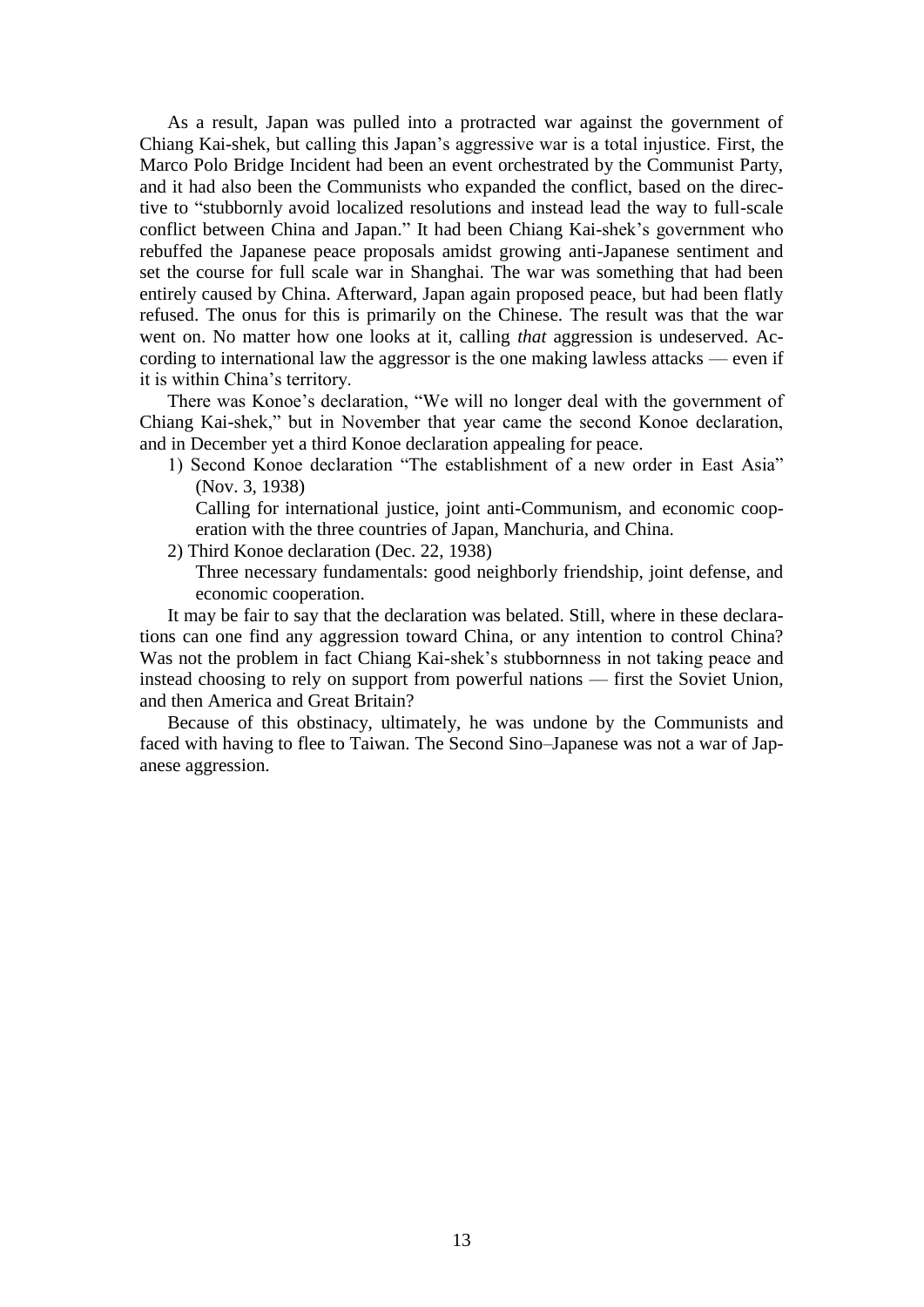As a result, Japan was pulled into a protracted war against the government of Chiang Kai-shek, but calling this Japan's aggressive war is a total injustice. First, the Marco Polo Bridge Incident had been an event orchestrated by the Communist Party, and it had also been the Communists who expanded the conflict, based on the directive to "stubbornly avoid localized resolutions and instead lead the way to full-scale conflict between China and Japan." It had been Chiang Kai-shek's government who rebuffed the Japanese peace proposals amidst growing anti-Japanese sentiment and set the course for full scale war in Shanghai. The war was something that had been entirely caused by China. Afterward, Japan again proposed peace, but had been flatly refused. The onus for this is primarily on the Chinese. The result was that the war went on. No matter how one looks at it, calling *that* aggression is undeserved. According to international law the aggressor is the one making lawless attacks — even if it is within China's territory.

There was Konoe's declaration, "We will no longer deal with the government of Chiang Kai-shek," but in November that year came the second Konoe declaration, and in December yet a third Konoe declaration appealing for peace.

1) Second Konoe declaration "The establishment of a new order in East Asia" (Nov. 3, 1938)

    Calling for international justice, joint anti-Communism, and economic cooperation with the three countries of Japan, Manchuria, and China.

2) Third Konoe declaration (Dec. 22, 1938)

    Three necessary fundamentals: good neighborly friendship, joint defense, and economic cooperation.

It may be fair to say that the declaration was belated. Still, where in these declarations can one find any aggression toward China, or any intention to control China? Was not the problem in fact Chiang Kai-shek's stubbornness in not taking peace and instead choosing to rely on support from powerful nations — first the Soviet Union, and then America and Great Britain?

Because of this obstinacy, ultimately, he was undone by the Communists and faced with having to flee to Taiwan. The Second Sino–Japanese was not a war of Japanese aggression.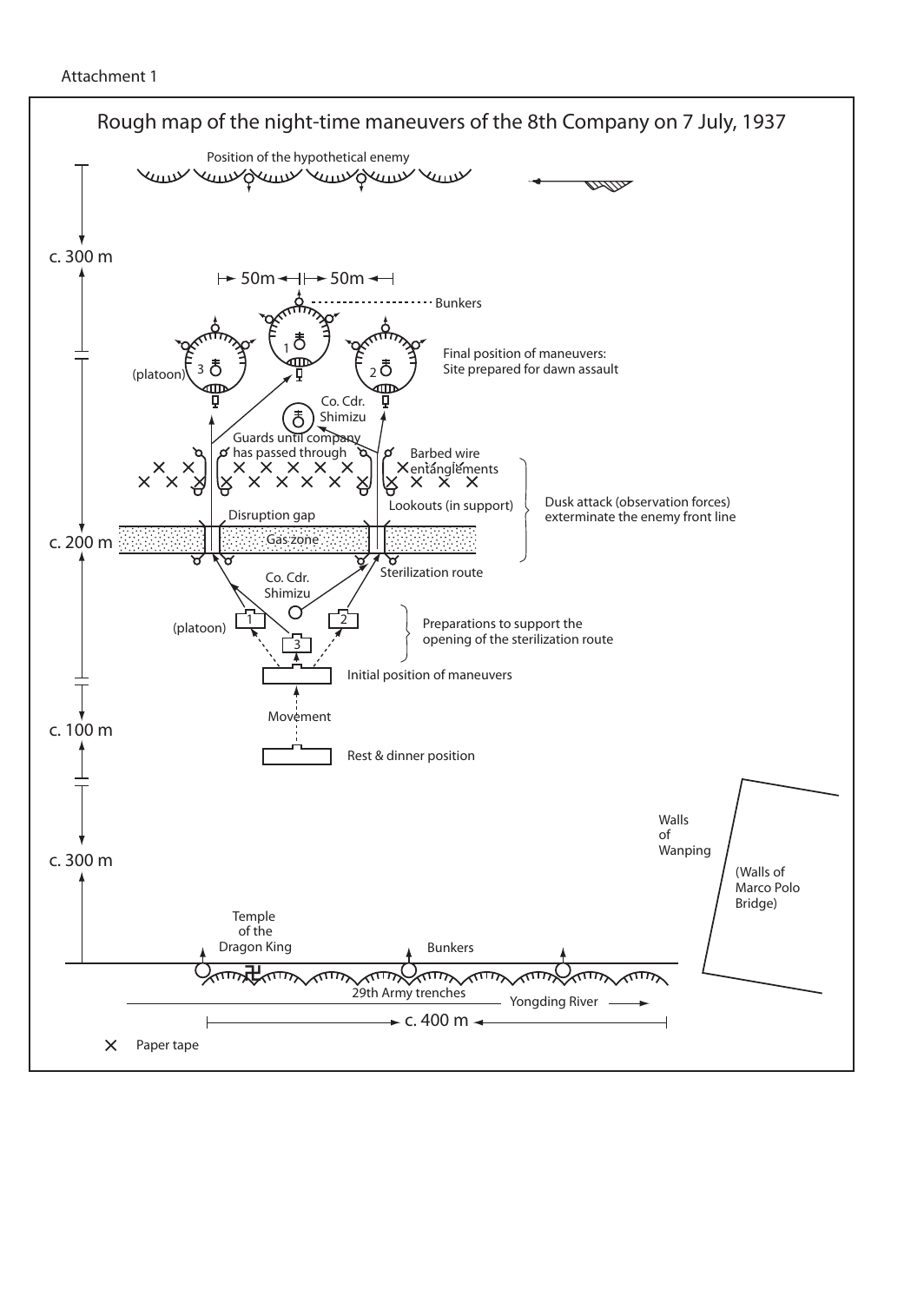Attachment 1

## Rough map of the night-time maneuvers of the 8th Company on 7 July, 1937

Position of the hypothetical enemy

c. 300 m

50m 50m

Bunkers

(platoon) 3

1

2

Final position of maneuvers: Site prepared for dawn assault

Co. Cdr. Shimizu

Guards until company has passed through

Barbed wire entanglements

Lookouts (in support)

Dusk attack (observation forces) exterminate the enemy front line

Disruption gap

c. 200 m

Gas zone

Sterilization route

Co. Cdr. Shimizu

(platoon) 1 2 3

Preparations to support the opening of the sterilization route

Initial position of maneuvers

Movement

c. 100 m

Rest & dinner position

c. 300 m

Walls of Wanping

(Walls of Marco Polo Bridge)

Temple of the Dragon King

Bunkers

29th Army trenches

Yongding River

c. 400 m

× Paper tape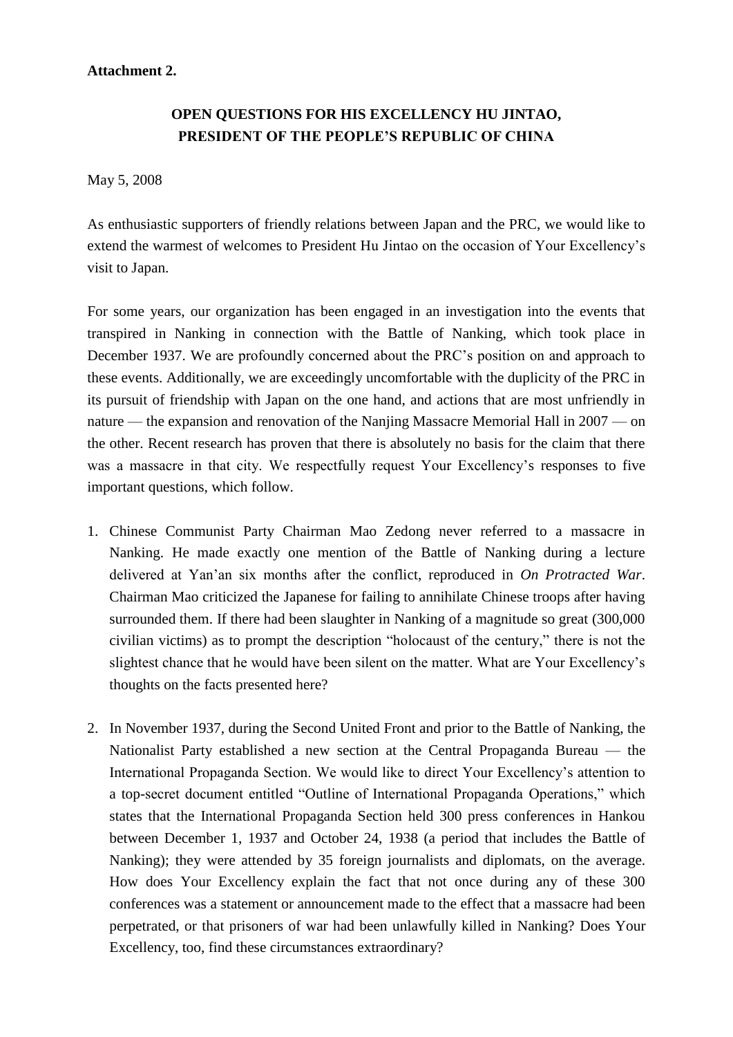**Attachment 2.**

**OPEN QUESTIONS FOR HIS EXCELLENCY HU JINTAO, PRESIDENT OF THE PEOPLE'S REPUBLIC OF CHINA**

May 5, 2008

As enthusiastic supporters of friendly relations between Japan and the PRC, we would like to extend the warmest of welcomes to President Hu Jintao on the occasion of Your Excellency's visit to Japan.

For some years, our organization has been engaged in an investigation into the events that transpired in Nanking in connection with the Battle of Nanking, which took place in December 1937. We are profoundly concerned about the PRC's position on and approach to these events. Additionally, we are exceedingly uncomfortable with the duplicity of the PRC in its pursuit of friendship with Japan on the one hand, and actions that are most unfriendly in nature — the expansion and renovation of the Nanjing Massacre Memorial Hall in 2007 — on the other. Recent research has proven that there is absolutely no basis for the claim that there was a massacre in that city. We respectfully request Your Excellency's responses to five important questions, which follow.

1. Chinese Communist Party Chairman Mao Zedong never referred to a massacre in Nanking. He made exactly one mention of the Battle of Nanking during a lecture delivered at Yan'an six months after the conflict, reproduced in *On Protracted War*. Chairman Mao criticized the Japanese for failing to annihilate Chinese troops after having surrounded them. If there had been slaughter in Nanking of a magnitude so great (300,000 civilian victims) as to prompt the description "holocaust of the century," there is not the slightest chance that he would have been silent on the matter. What are Your Excellency's thoughts on the facts presented here?

2. In November 1937, during the Second United Front and prior to the Battle of Nanking, the Nationalist Party established a new section at the Central Propaganda Bureau — the International Propaganda Section. We would like to direct Your Excellency's attention to a top-secret document entitled "Outline of International Propaganda Operations," which states that the International Propaganda Section held 300 press conferences in Hankou between December 1, 1937 and October 24, 1938 (a period that includes the Battle of Nanking); they were attended by 35 foreign journalists and diplomats, on the average. How does Your Excellency explain the fact that not once during any of these 300 conferences was a statement or announcement made to the effect that a massacre had been perpetrated, or that prisoners of war had been unlawfully killed in Nanking? Does Your Excellency, too, find these circumstances extraordinary?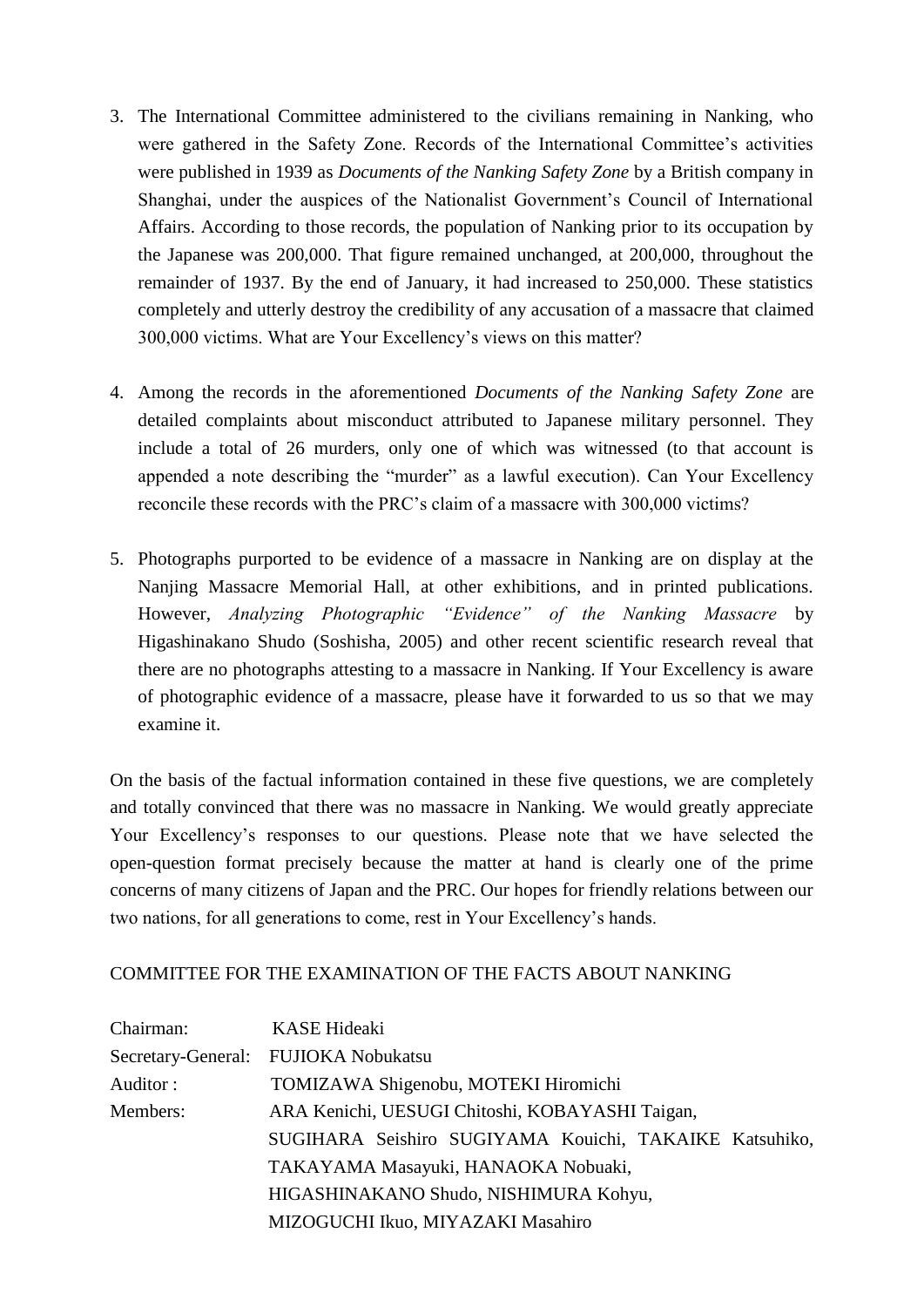3. The International Committee administered to the civilians remaining in Nanking, who were gathered in the Safety Zone. Records of the International Committee's activities were published in 1939 as *Documents of the Nanking Safety Zone* by a British company in Shanghai, under the auspices of the Nationalist Government's Council of International Affairs. According to those records, the population of Nanking prior to its occupation by the Japanese was 200,000. That figure remained unchanged, at 200,000, throughout the remainder of 1937. By the end of January, it had increased to 250,000. These statistics completely and utterly destroy the credibility of any accusation of a massacre that claimed 300,000 victims. What are Your Excellency's views on this matter?

4. Among the records in the aforementioned *Documents of the Nanking Safety Zone* are detailed complaints about misconduct attributed to Japanese military personnel. They include a total of 26 murders, only one of which was witnessed (to that account is appended a note describing the "murder" as a lawful execution). Can Your Excellency reconcile these records with the PRC's claim of a massacre with 300,000 victims?

5. Photographs purported to be evidence of a massacre in Nanking are on display at the Nanjing Massacre Memorial Hall, at other exhibitions, and in printed publications. However, *Analyzing Photographic "Evidence" of the Nanking Massacre* by Higashinakano Shudo (Soshisha, 2005) and other recent scientific research reveal that there are no photographs attesting to a massacre in Nanking. If Your Excellency is aware of photographic evidence of a massacre, please have it forwarded to us so that we may examine it.

On the basis of the factual information contained in these five questions, we are completely and totally convinced that there was no massacre in Nanking. We would greatly appreciate Your Excellency's responses to our questions. Please note that we have selected the open-question format precisely because the matter at hand is clearly one of the prime concerns of many citizens of Japan and the PRC. Our hopes for friendly relations between our two nations, for all generations to come, rest in Your Excellency's hands.

COMMITTEE FOR THE EXAMINATION OF THE FACTS ABOUT NANKING

| | |
|---|---|
| Chairman: | KASE Hideaki |
| Secretary-General: | FUJIOKA Nobukatsu |
| Auditor : | TOMIZAWA Shigenobu, MOTEKI Hiromichi |
| Members: | ARA Kenichi, UESUGI Chitoshi, KOBAYASHI Taigan, SUGIHARA Seishiro SUGIYAMA Kouichi, TAKAIKE Katsuhiko, TAKAYAMA Masayuki, HANAOKA Nobuaki, HIGASHINAKANO Shudo, NISHIMURA Kohyu, MIZOGUCHI Ikuo, MIYAZAKI Masahiro |